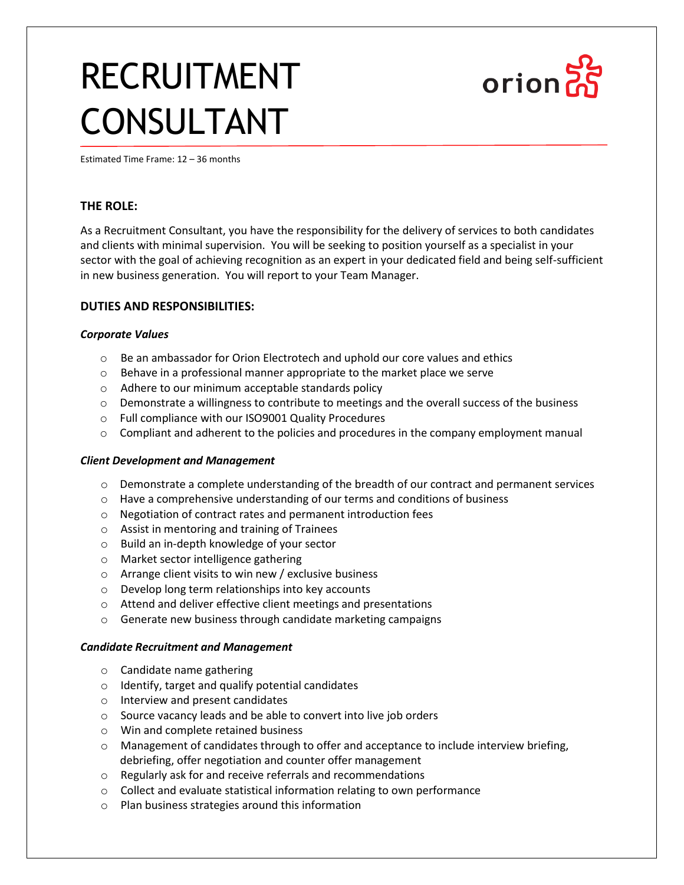# RECRUITMENT CONSULTANT

orion

Estimated Time Frame: 12 – 36 months

## THE ROLE:

As a Recruitment Consultant, you have the responsibility for the delivery of services to both candidates and clients with minimal supervision. You will be seeking to position yourself as a specialist in your sector with the goal of achieving recognition as an expert in your dedicated field and being self-sufficient in new business generation. You will report to your Team Manager.

## DUTIES AND RESPONSIBILITIES:

### *Corporate Values*

- Be an ambassador for Orion Electrotech and uphold our core values and ethics
- Behave in a professional manner appropriate to the market place we serve
- Adhere to our minimum acceptable standards policy
- Demonstrate a willingness to contribute to meetings and the overall success of the business
- Full compliance with our ISO9001 Quality Procedures
- Compliant and adherent to the policies and procedures in the company employment manual

### *Client Development and Management*

- Demonstrate a complete understanding of the breadth of our contract and permanent services
- Have a comprehensive understanding of our terms and conditions of business
- Negotiation of contract rates and permanent introduction fees
- Assist in mentoring and training of Trainees
- Build an in-depth knowledge of your sector
- Market sector intelligence gathering
- Arrange client visits to win new / exclusive business
- Develop long term relationships into key accounts
- Attend and deliver effective client meetings and presentations
- Generate new business through candidate marketing campaigns

### *Candidate Recruitment and Management*

- Candidate name gathering
- Identify, target and qualify potential candidates
- Interview and present candidates
- Source vacancy leads and be able to convert into live job orders
- Win and complete retained business
- Management of candidates through to offer and acceptance to include interview briefing, debriefing, offer negotiation and counter offer management
- Regularly ask for and receive referrals and recommendations
- Collect and evaluate statistical information relating to own performance
- Plan business strategies around this information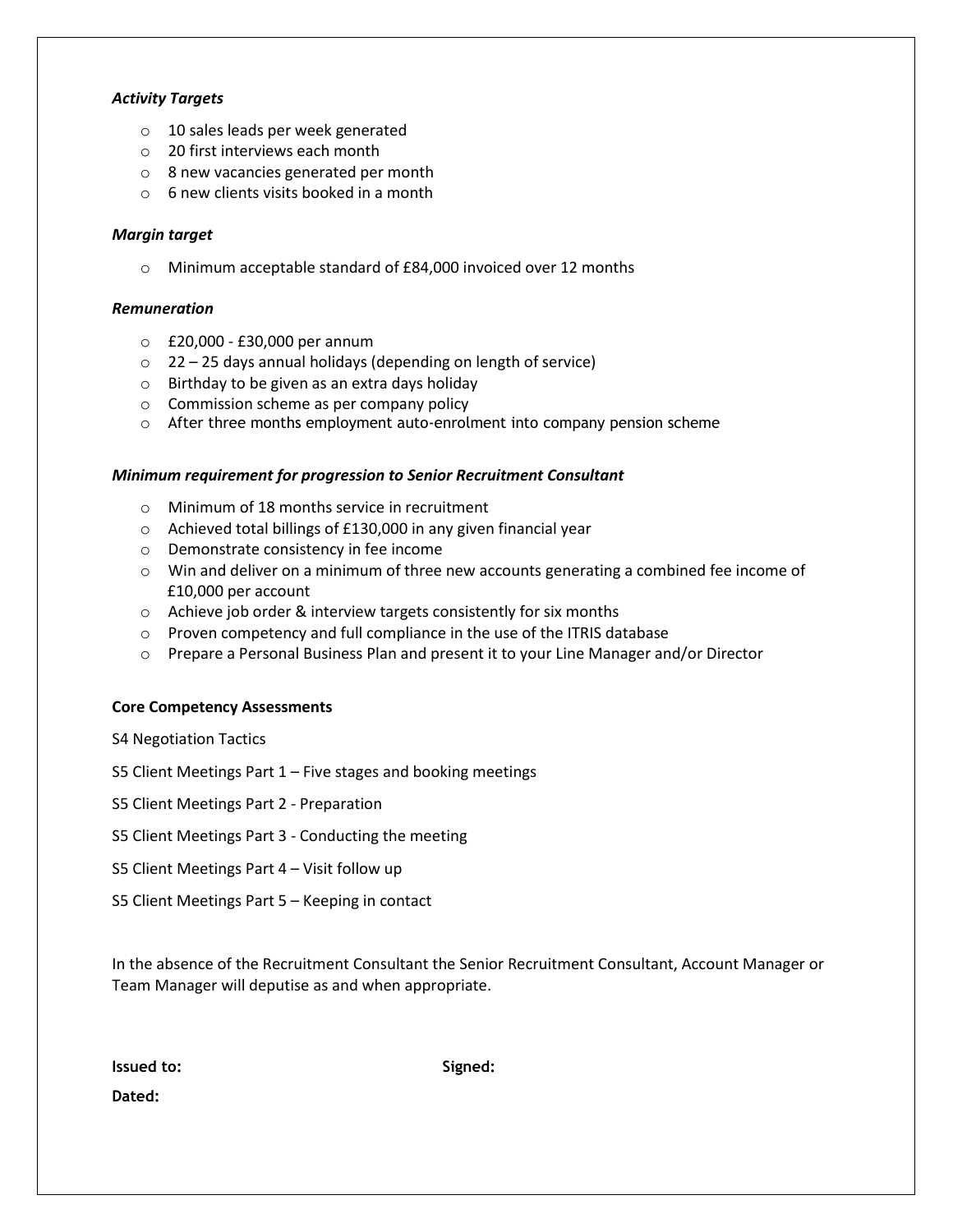***Activity Targets***

- 10 sales leads per week generated
- 20 first interviews each month
- 8 new vacancies generated per month
- 6 new clients visits booked in a month

***Margin target***

- Minimum acceptable standard of £84,000 invoiced over 12 months

***Remuneration***

- £20,000 - £30,000 per annum
- 22 – 25 days annual holidays (depending on length of service)
- Birthday to be given as an extra days holiday
- Commission scheme as per company policy
- After three months employment auto-enrolment into company pension scheme

***Minimum requirement for progression to Senior Recruitment Consultant***

- Minimum of 18 months service in recruitment
- Achieved total billings of £130,000 in any given financial year
- Demonstrate consistency in fee income
- Win and deliver on a minimum of three new accounts generating a combined fee income of £10,000 per account
- Achieve job order & interview targets consistently for six months
- Proven competency and full compliance in the use of the ITRIS database
- Prepare a Personal Business Plan and present it to your Line Manager and/or Director

**Core Competency Assessments**

S4 Negotiation Tactics

S5 Client Meetings Part 1 – Five stages and booking meetings

S5 Client Meetings Part 2 - Preparation

S5 Client Meetings Part 3 - Conducting the meeting

S5 Client Meetings Part 4 – Visit follow up

S5 Client Meetings Part 5 – Keeping in contact

In the absence of the Recruitment Consultant the Senior Recruitment Consultant, Account Manager or Team Manager will deputise as and when appropriate.

**Issued to:** **Signed:**

**Dated:**